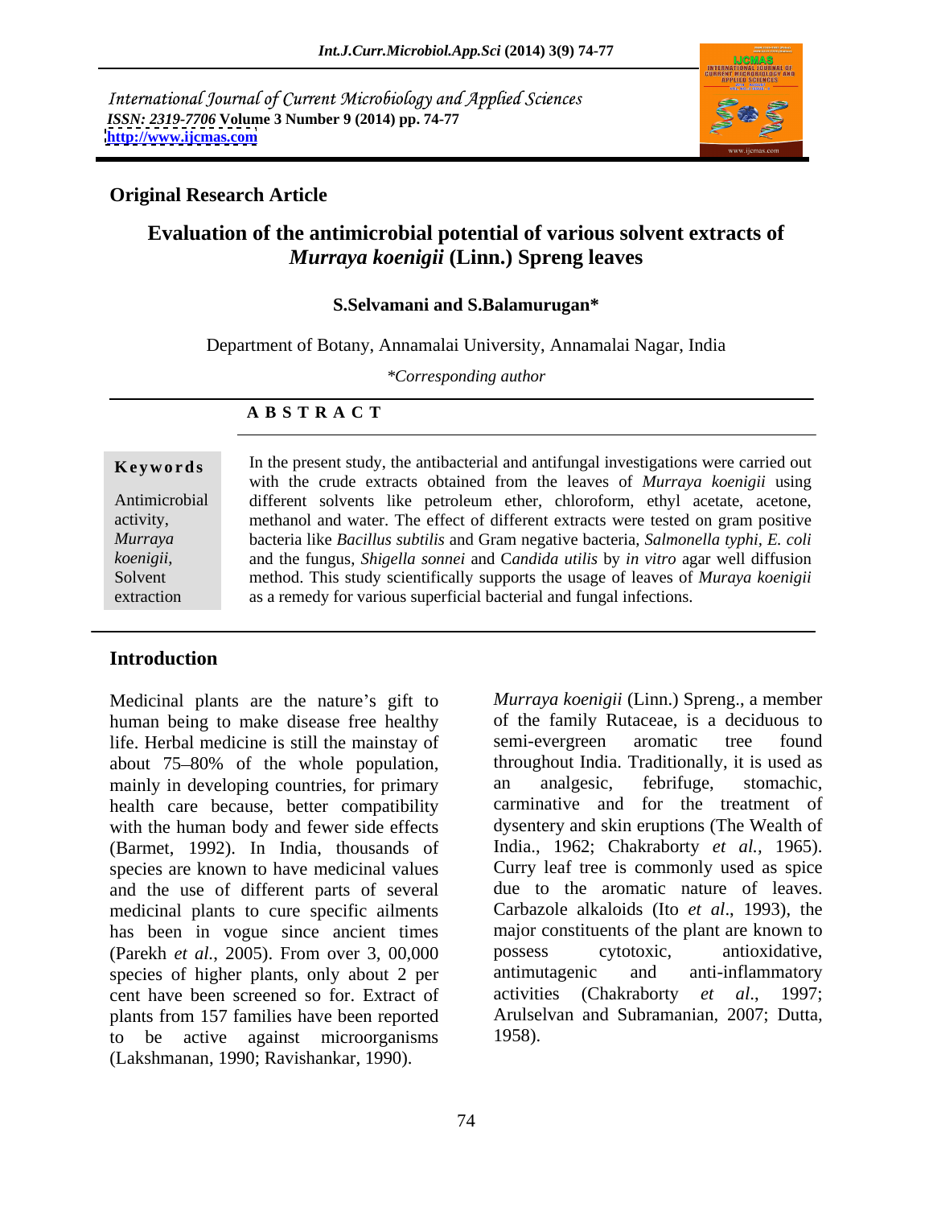International Journal of Current Microbiology and Applied Sciences
*ISSN: 2319-7706* **Volume 3 Number 9 (2014) pp. 74-77**
**http://www.ijcmas.com**

**Original Research Article**

# Evaluation of the antimicrobial potential of various solvent extracts of *Murraya koenigii* (Linn.) Spreng leaves

**S.Selvamani and S.Balamurugan***

Department of Botany, Annamalai University, Annamalai Nagar, India

*\*Corresponding author*

**A B S T R A C T**

**Keywords**

Antimicrobial activity, *Murraya koenigii*, Solvent extraction

In the present study, the antibacterial and antifungal investigations were carried out with the crude extracts obtained from the leaves of *Murraya koenigii* using different solvents like petroleum ether, chloroform, ethyl acetate, acetone, methanol and water. The effect of different extracts were tested on gram positive bacteria like *Bacillus subtilis* and Gram negative bacteria, *Salmonella typhi*, *E. coli* and the fungus, *Shigella sonnei* and C*andida utilis* by *in vitro* agar well diffusion method. This study scientifically supports the usage of leaves of *Muraya koenigii* as a remedy for various superficial bacterial and fungal infections.

## Introduction

Medicinal plants are the nature's gift to human being to make disease free healthy life. Herbal medicine is still the mainstay of about 75–80% of the whole population, mainly in developing countries, for primary health care because, better compatibility with the human body and fewer side effects (Barmet, 1992). In India, thousands of species are known to have medicinal values and the use of different parts of several medicinal plants to cure specific ailments has been in vogue since ancient times (Parekh *et al.*, 2005). From over 3, 00,000 species of higher plants, only about 2 per cent have been screened so for. Extract of plants from 157 families have been reported to be active against microorganisms (Lakshmanan, 1990; Ravishankar, 1990).

*Murraya koenigii* (Linn.) Spreng., a member of the family Rutaceae, is a deciduous to semi-evergreen aromatic tree found throughout India. Traditionally, it is used as an analgesic, febrifuge, stomachic, carminative and for the treatment of dysentery and skin eruptions (The Wealth of India., 1962; Chakraborty *et al.*, 1965). Curry leaf tree is commonly used as spice due to the aromatic nature of leaves. Carbazole alkaloids (Ito *et al*., 1993), the major constituents of the plant are known to possess cytotoxic, antioxidative, antimutagenic and anti-inflammatory activities (Chakraborty *et al*., 1997; Arulselvan and Subramanian, 2007; Dutta, 1958).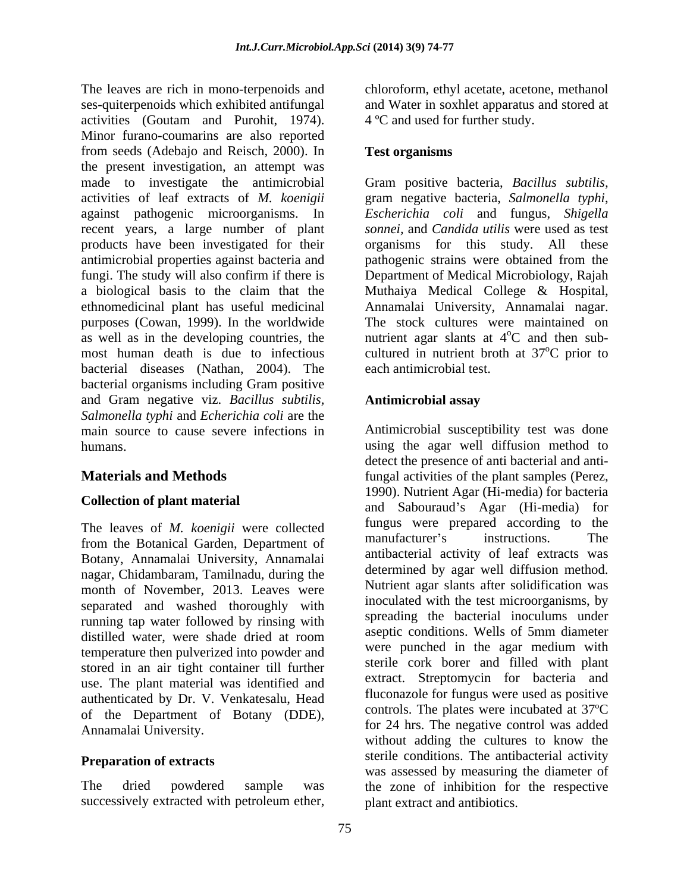The leaves are rich in mono-terpenoids and ses-quiterpenoids which exhibited antifungal activities (Goutam and Purohit, 1974). Minor furano-coumarins are also reported from seeds (Adebajo and Reisch, 2000). In the present investigation, an attempt was made to investigate the antimicrobial activities of leaf extracts of *M. koenigii* against pathogenic microorganisms. In recent years, a large number of plant products have been investigated for their antimicrobial properties against bacteria and fungi. The study will also confirm if there is a biological basis to the claim that the ethnomedicinal plant has useful medicinal purposes (Cowan, 1999). In the worldwide as well as in the developing countries, the most human death is due to infectious bacterial diseases (Nathan, 2004). The bacterial organisms including Gram positive and Gram negative viz. *Bacillus subtilis*, *Salmonella typhi* and *Echerichia coli* are the main source to cause severe infections in humans.

## Materials and Methods

### Collection of plant material

The leaves of *M. koenigii* were collected from the Botanical Garden, Department of Botany, Annamalai University, Annamalai nagar, Chidambaram, Tamilnadu, during the month of November, 2013. Leaves were separated and washed thoroughly with running tap water followed by rinsing with distilled water, were shade dried at room temperature then pulverized into powder and stored in an air tight container till further use. The plant material was identified and authenticated by Dr. V. Venkatesalu, Head of the Department of Botany (DDE), Annamalai University.

### Preparation of extracts

The dried powdered sample was successively extracted with petroleum ether, chloroform, ethyl acetate, acetone, methanol and Water in soxhlet apparatus and stored at 4 ºC and used for further study.

### Test organisms

Gram positive bacteria, *Bacillus subtilis*, gram negative bacteria, *Salmonella typhi*, *Escherichia coli* and fungus, *Shigella sonnei*, and *Candida utilis* were used as test organisms for this study. All these pathogenic strains were obtained from the Department of Medical Microbiology, Rajah Muthaiya Medical College & Hospital, Annamalai University, Annamalai nagar. The stock cultures were maintained on nutrient agar slants at $4^{o}$C and then sub-cultured in nutrient broth at $37^{o}$C prior to each antimicrobial test.

### Antimicrobial assay

Antimicrobial susceptibility test was done using the agar well diffusion method to detect the presence of anti bacterial and anti-fungal activities of the plant samples (Perez, 1990). Nutrient Agar (Hi-media) for bacteria and Sabouraud's Agar (Hi-media) for fungus were prepared according to the manufacturer's instructions. The antibacterial activity of leaf extracts was determined by agar well diffusion method. Nutrient agar slants after solidification was inoculated with the test microorganisms, by spreading the bacterial inoculums under aseptic conditions. Wells of 5mm diameter were punched in the agar medium with sterile cork borer and filled with plant extract. Streptomycin for bacteria and fluconazole for fungus were used as positive controls. The plates were incubated at 37ºC for 24 hrs. The negative control was added without adding the cultures to know the sterile conditions. The antibacterial activity was assessed by measuring the diameter of the zone of inhibition for the respective plant extract and antibiotics.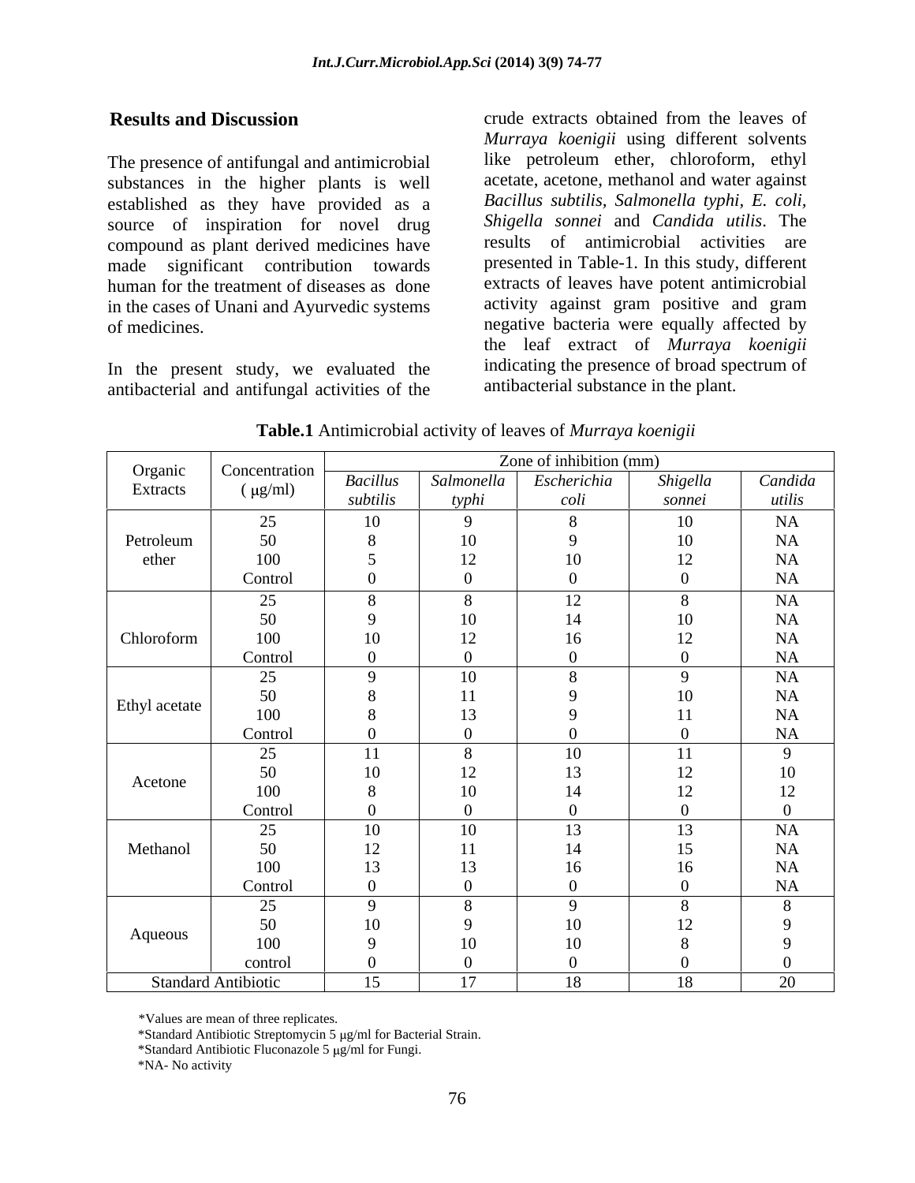## Results and Discussion

The presence of antifungal and antimicrobial substances in the higher plants is well established as they have provided as a source of inspiration for novel drug compound as plant derived medicines have made significant contribution towards human for the treatment of diseases as done in the cases of Unani and Ayurvedic systems of medicines.

In the present study, we evaluated the antibacterial and antifungal activities of the crude extracts obtained from the leaves of *Murraya koenigii* using different solvents like petroleum ether, chloroform, ethyl acetate, acetone, methanol and water against *Bacillus subtilis*, *Salmonella typhi*, *E. coli*, *Shigella sonnei* and *Candida utilis*. The results of antimicrobial activities are presented in Table-1. In this study, different extracts of leaves have potent antimicrobial activity against gram positive and gram negative bacteria were equally affected by the leaf extract of *Murraya koenigii* indicating the presence of broad spectrum of antibacterial substance in the plant.

**Table.1** Antimicrobial activity of leaves of *Murraya koenigii*

| Organic Extracts | Concentration (μg/ml) | Zone of inhibition (mm) | | | | |
|---|---|---|---|---|---|---|
| | | *Bacillus subtilis* | *Salmonella typhi* | *Escherichia coli* | *Shigella sonnei* | *Candida utilis* |
| Petroleum ether | 25 | 10 | 9 | 8 | 10 | NA |
| | 50 | 8 | 10 | 9 | 10 | NA |
| | 100 | 5 | 12 | 10 | 12 | NA |
| | Control | 0 | 0 | 0 | 0 | NA |
| Chloroform | 25 | 8 | 8 | 12 | 8 | NA |
| | 50 | 9 | 10 | 14 | 10 | NA |
| | 100 | 10 | 12 | 16 | 12 | NA |
| | Control | 0 | 0 | 0 | 0 | NA |
| Ethyl acetate | 25 | 9 | 10 | 8 | 9 | NA |
| | 50 | 8 | 11 | 9 | 10 | NA |
| | 100 | 8 | 13 | 9 | 11 | NA |
| | Control | 0 | 0 | 0 | 0 | NA |
| Acetone | 25 | 11 | 8 | 10 | 11 | 9 |
| | 50 | 10 | 12 | 13 | 12 | 10 |
| | 100 | 8 | 10 | 14 | 12 | 12 |
| | Control | 0 | 0 | 0 | 0 | 0 |
| Methanol | 25 | 10 | 10 | 13 | 13 | NA |
| | 50 | 12 | 11 | 14 | 15 | NA |
| | 100 | 13 | 13 | 16 | 16 | NA |
| | Control | 0 | 0 | 0 | 0 | NA |
| Aqueous | 25 | 9 | 8 | 9 | 8 | 8 |
| | 50 | 10 | 9 | 10 | 12 | 9 |
| | 100 | 9 | 10 | 10 | 8 | 9 |
| | control | 0 | 0 | 0 | 0 | 0 |
| Standard Antibiotic | | 15 | 17 | 18 | 18 | 20 |

*Values are mean of three replicates.

*Standard Antibiotic Streptomycin 5 μg/ml for Bacterial Strain.

*Standard Antibiotic Fluconazole 5 μg/ml for Fungi.

*NA- No activity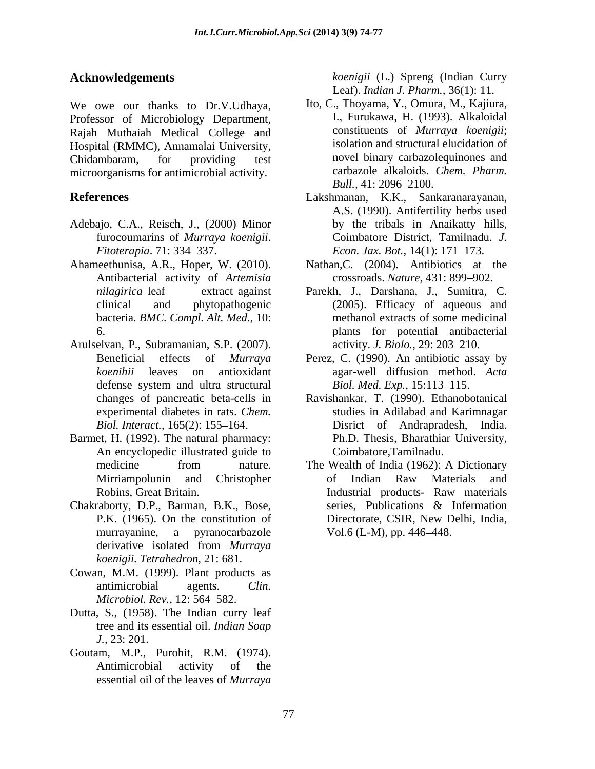## Acknowledgements

We owe our thanks to Dr.V.Udhaya, Professor of Microbiology Department, Rajah Muthaiah Medical College and Hospital (RMMC), Annamalai University, Chidambaram, for providing test microorganisms for antimicrobial activity.

## References

Adebajo, C.A., Reisch, J., (2000) Minor furocoumarins of *Murraya koenigii*. *Fitoterapia*. 71: 334–337.

Ahameethunisa, A.R., Hoper, W. (2010). Antibacterial activity of *Artemisia nilagirica* leaf extract against clinical and phytopathogenic bacteria. *BMC. Compl. Alt. Med.,* 10: 6.

Arulselvan, P., Subramanian, S.P. (2007). Beneficial effects of *Murraya koenihii* leaves on antioxidant defense system and ultra structural changes of pancreatic beta-cells in experimental diabetes in rats. *Chem. Biol. Interact.*, 165(2): 155–164.

Barmet, H. (1992). The natural pharmacy: An encyclopedic illustrated guide to medicine from nature. Mirriampolunin and Christopher Robins, Great Britain.

Chakraborty, D.P., Barman, B.K., Bose, P.K. (1965). On the constitution of murrayanine, a pyranocarbazole derivative isolated from *Murraya koenigii*. *Tetrahedron*, 21: 681.

Cowan, M.M. (1999). Plant products as antimicrobial agents. *Clin. Microbiol. Rev.*, 12: 564–582.

Dutta, S., (1958). The Indian curry leaf tree and its essential oil. *Indian Soap J.*, 23: 201.

Goutam, M.P., Purohit, R.M. (1974). Antimicrobial activity of the essential oil of the leaves of *Murraya koenigii* (L.) Spreng (Indian Curry Leaf). *Indian J. Pharm.*, 36(1): 11.

Ito, C., Thoyama, Y., Omura, M., Kajiura, I., Furukawa, H. (1993). Alkaloidal constituents of *Murraya koenigii*; isolation and structural elucidation of novel binary carbazolequinones and carbazole alkaloids. *Chem. Pharm. Bull.*, 41: 2096–2100.

Lakshmanan, K.K., Sankaranarayanan, A.S. (1990). Antifertility herbs used by the tribals in Anaikatty hills, Coimbatore District, Tamilnadu. *J. Econ. Jax. Bot.,* 14(1): 171–173.

Nathan,C. (2004). Antibiotics at the crossroads. *Nature,* 431: 899–902.

Parekh, J., Darshana, J., Sumitra, C. (2005). Efficacy of aqueous and methanol extracts of some medicinal plants for potential antibacterial activity. *J. Biolo.,* 29: 203–210.

Perez, C. (1990). An antibiotic assay by agar-well diffusion method. *Acta Biol. Med. Exp.,* 15:113–115.

Ravishankar, T. (1990). Ethanobotanical studies in Adilabad and Karimnagar Disrict of Andrapradesh, India. Ph.D. Thesis, Bharathiar University, Coimbatore,Tamilnadu.

The Wealth of India (1962): A Dictionary of Indian Raw Materials and Industrial products- Raw materials series, Publications & Infermation Directorate, CSIR, New Delhi, India, Vol.6 (L-M), pp. 446–448.